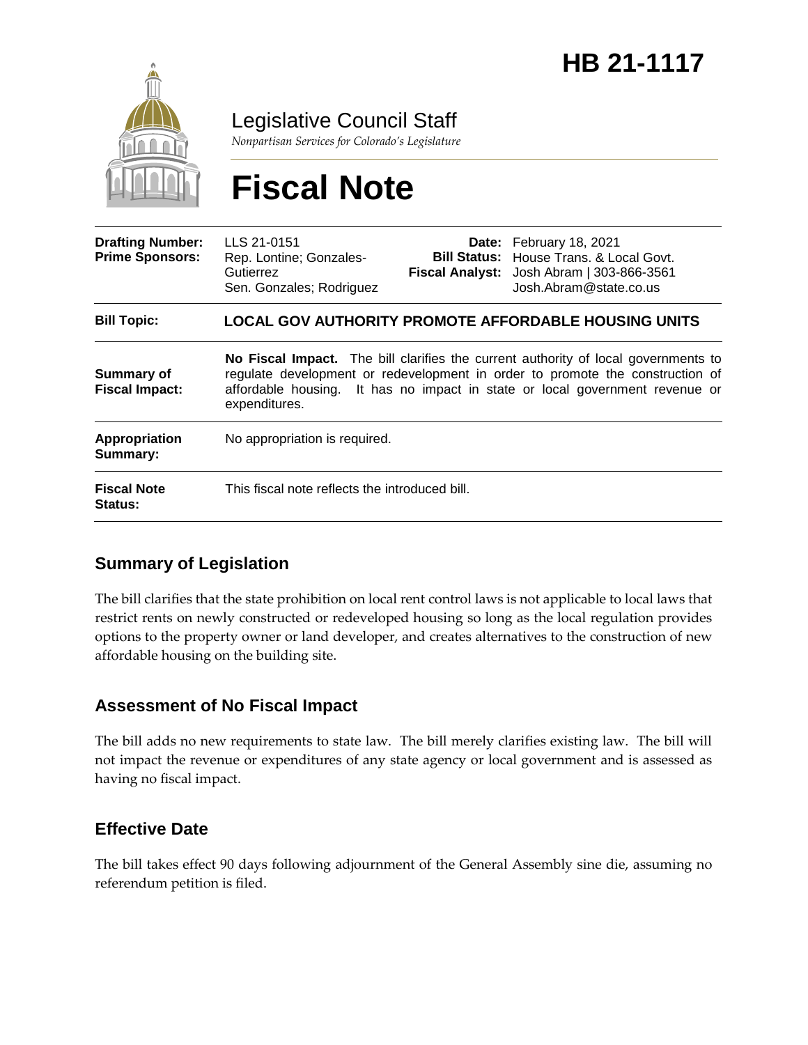# HB 21-1117

Legislative Council Staff

*Nonpartisan Services for Colorado's Legislature*

# Fiscal Note

| | | | |
|---|---|---|---|
| **Drafting Number:** | LLS 21-0151 | **Date:** | February 18, 2021 |
| **Prime Sponsors:** | Rep. Lontine; Gonzales-Gutierrez<br>Sen. Gonzales; Rodriguez | **Bill Status:** | House Trans. & Local Govt. |
| | | **Fiscal Analyst:** | Josh Abram \| 303-866-3561<br>Josh.Abram@state.co.us |

| | |
|---|---|
| **Bill Topic:** | **LOCAL GOV AUTHORITY PROMOTE AFFORDABLE HOUSING UNITS** |
| **Summary of Fiscal Impact:** | **No Fiscal Impact.** The bill clarifies the current authority of local governments to regulate development or redevelopment in order to promote the construction of affordable housing. It has no impact in state or local government revenue or expenditures. |
| **Appropriation Summary:** | No appropriation is required. |
| **Fiscal Note Status:** | This fiscal note reflects the introduced bill. |

## Summary of Legislation

The bill clarifies that the state prohibition on local rent control laws is not applicable to local laws that restrict rents on newly constructed or redeveloped housing so long as the local regulation provides options to the property owner or land developer, and creates alternatives to the construction of new affordable housing on the building site.

## Assessment of No Fiscal Impact

The bill adds no new requirements to state law. The bill merely clarifies existing law. The bill will not impact the revenue or expenditures of any state agency or local government and is assessed as having no fiscal impact.

## Effective Date

The bill takes effect 90 days following adjournment of the General Assembly sine die, assuming no referendum petition is filed.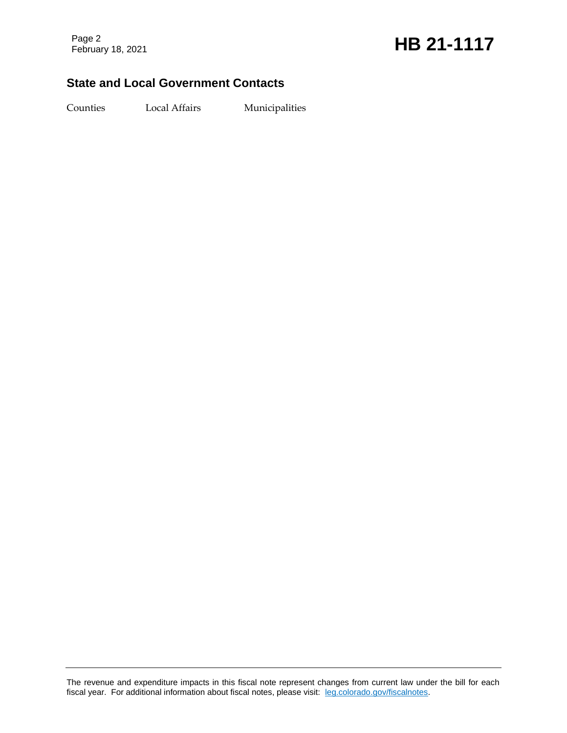## State and Local Government Contacts

Counties Local Affairs Municipalities

The revenue and expenditure impacts in this fiscal note represent changes from current law under the bill for each fiscal year. For additional information about fiscal notes, please visit: leg.colorado.gov/fiscalnotes.